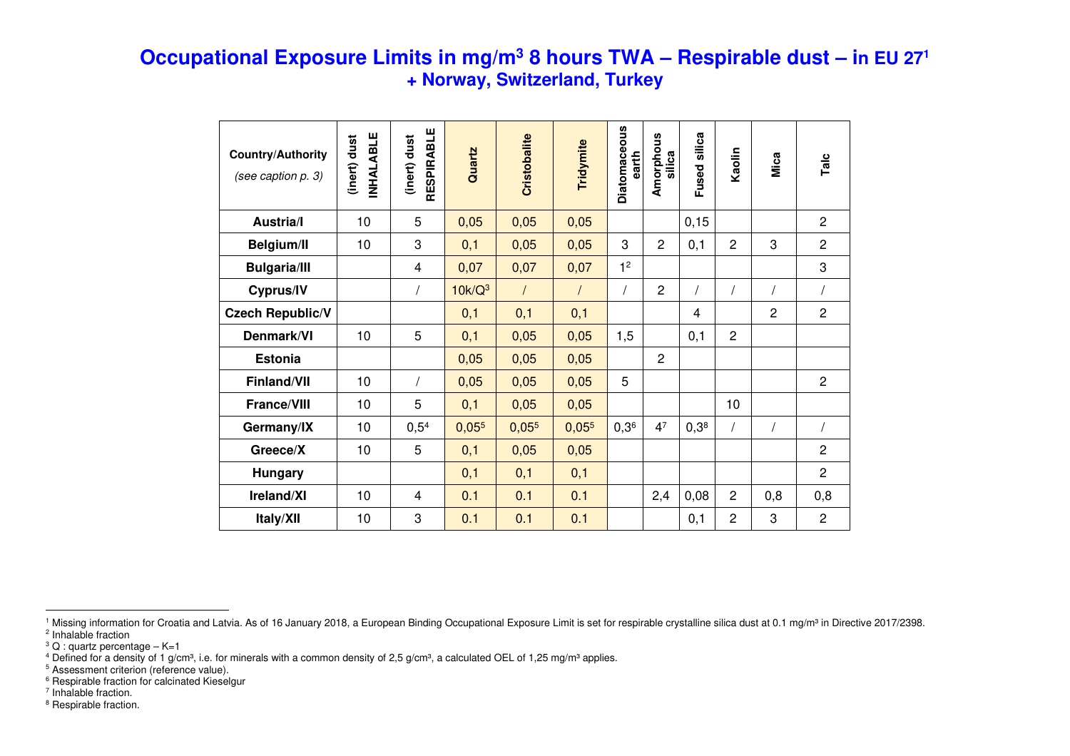# Occupational Exposure Limits in mg/m³ 8 hours TWA – Respirable dust – in EU 27[1] + Norway, Switzerland, Turkey

| Country/Authority *(see caption p. 3)* | (inert) dust INHALABLE | (inert) dust RESPIRABLE | Quartz | Cristobalite | Tridymite | Diatomaceous earth | Amorphous silica | Fused silica | Kaolin | Mica | Talc |
|---|---|---|---|---|---|---|---|---|---|---|---|
| **Austria/I** | 10 | 5 | 0,05 | 0,05 | 0,05 | | | 0,15 | | | 2 |
| **Belgium/II** | 10 | 3 | 0,1 | 0,05 | 0,05 | 3 | 2 | 0,1 | 2 | 3 | 2 |
| **Bulgaria/III** | | 4 | 0,07 | 0,07 | 0,07 | 1[2] | | | | | 3 |
| **Cyprus/IV** | | / | 10k/Q[3] | / | / | / | 2 | / | / | / | / |
| **Czech Republic/V** | | | 0,1 | 0,1 | 0,1 | | | 4 | | 2 | 2 |
| **Denmark/VI** | 10 | 5 | 0,1 | 0,05 | 0,05 | 1,5 | | 0,1 | 2 | | |
| **Estonia** | | | 0,05 | 0,05 | 0,05 | | 2 | | | | |
| **Finland/VII** | 10 | / | 0,05 | 0,05 | 0,05 | 5 | | | | | 2 |
| **France/VIII** | 10 | 5 | 0,1 | 0,05 | 0,05 | | | | 10 | | |
| **Germany/IX** | 10 | 0,5[4] | 0,05[5] | 0,05[5] | 0,05[5] | 0,3[6] | 4[7] | 0,3[8] | / | / | / |
| **Greece/X** | 10 | 5 | 0,1 | 0,05 | 0,05 | | | | | | 2 |
| **Hungary** | | | 0,1 | 0,1 | 0,1 | | | | | | 2 |
| **Ireland/XI** | 10 | 4 | 0.1 | 0.1 | 0.1 | | 2,4 | 0,08 | 2 | 0,8 | 0,8 |
| **Italy/XII** | 10 | 3 | 0.1 | 0.1 | 0.1 | | | 0,1 | 2 | 3 | 2 |

[1] Missing information for Croatia and Latvia. As of 16 January 2018, a European Binding Occupational Exposure Limit is set for respirable crystalline silica dust at 0.1 mg/m³ in Directive 2017/2398.
[2] Inhalable fraction
[3] Q : quartz percentage – K=1
[4] Defined for a density of 1 g/cm³, i.e. for minerals with a common density of 2,5 g/cm³, a calculated OEL of 1,25 mg/m³ applies.
[5] Assessment criterion (reference value).
[6] Respirable fraction for calcinated Kieselgur
[7] Inhalable fraction.
[8] Respirable fraction.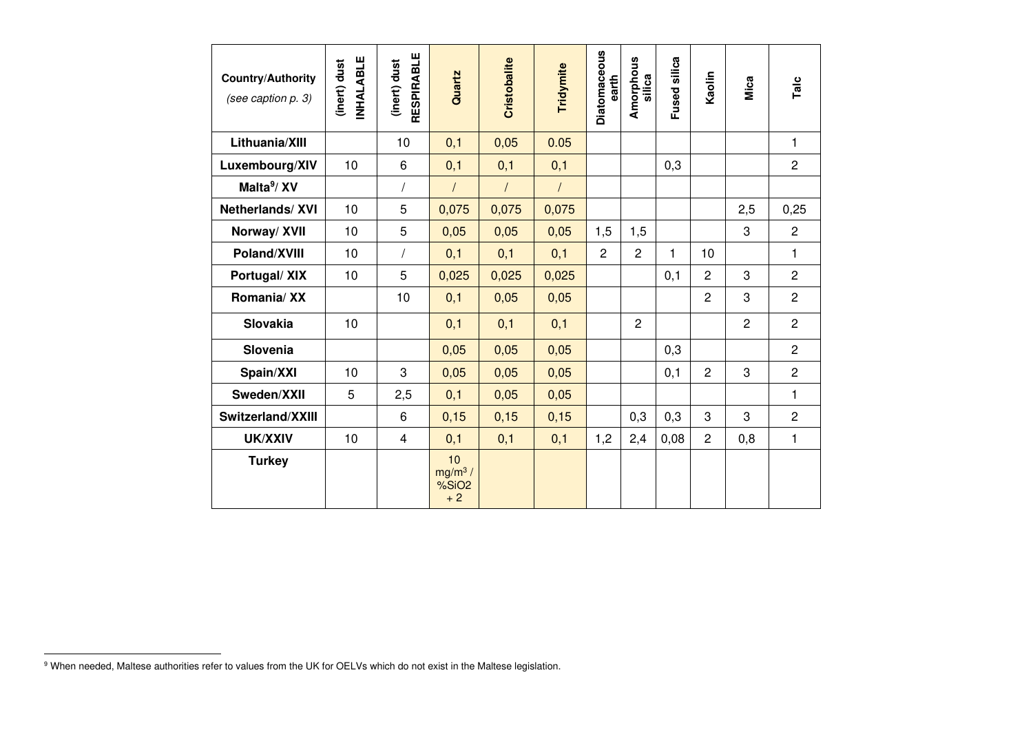| **Country/Authority** *(see caption p. 3)* | (inert) dust **INHALABLE** | (inert) dust **RESPIRABLE** | **Quartz** | **Cristobalite** | **Tridymite** | **Diatomaceous earth** | **Amorphous silica** | **Fused silica** | **Kaolin** | **Mica** | **Talc** |
|---|---|---|---|---|---|---|---|---|---|---|---|
| **Lithuania/XIII** | | 10 | 0,1 | 0,05 | 0.05 | | | | | | 1 |
| **Luxembourg/XIV** | 10 | 6 | 0,1 | 0,1 | 0,1 | | | 0,3 | | | 2 |
| **Malta[9]/ XV** | | / | / | / | / | | | | | | |
| **Netherlands/ XVI** | 10 | 5 | 0,075 | 0,075 | 0,075 | | | | | 2,5 | 0,25 |
| **Norway/ XVII** | 10 | 5 | 0,05 | 0,05 | 0,05 | 1,5 | 1,5 | | | 3 | 2 |
| **Poland/XVIII** | 10 | / | 0,1 | 0,1 | 0,1 | 2 | 2 | 1 | 10 | | 1 |
| **Portugal/ XIX** | 10 | 5 | 0,025 | 0,025 | 0,025 | | | 0,1 | 2 | 3 | 2 |
| **Romania/ XX** | | 10 | 0,1 | 0,05 | 0,05 | | | | 2 | 3 | 2 |
| **Slovakia** | 10 | | 0,1 | 0,1 | 0,1 | | 2 | | | 2 | 2 |
| **Slovenia** | | | 0,05 | 0,05 | 0,05 | | | 0,3 | | | 2 |
| **Spain/XXI** | 10 | 3 | 0,05 | 0,05 | 0,05 | | | 0,1 | 2 | 3 | 2 |
| **Sweden/XXII** | 5 | 2,5 | 0,1 | 0,05 | 0,05 | | | | | | 1 |
| **Switzerland/XXIII** | | 6 | 0,15 | 0,15 | 0,15 | | 0,3 | 0,3 | 3 | 3 | 2 |
| **UK/XXIV** | 10 | 4 | 0,1 | 0,1 | 0,1 | 1,2 | 2,4 | 0,08 | 2 | 0,8 | 1 |
| **Turkey** | | | 10 $mg/m^3$ / %$SiO_2$ + 2 | | | | | | | | |

[9] When needed, Maltese authorities refer to values from the UK for OELVs which do not exist in the Maltese legislation.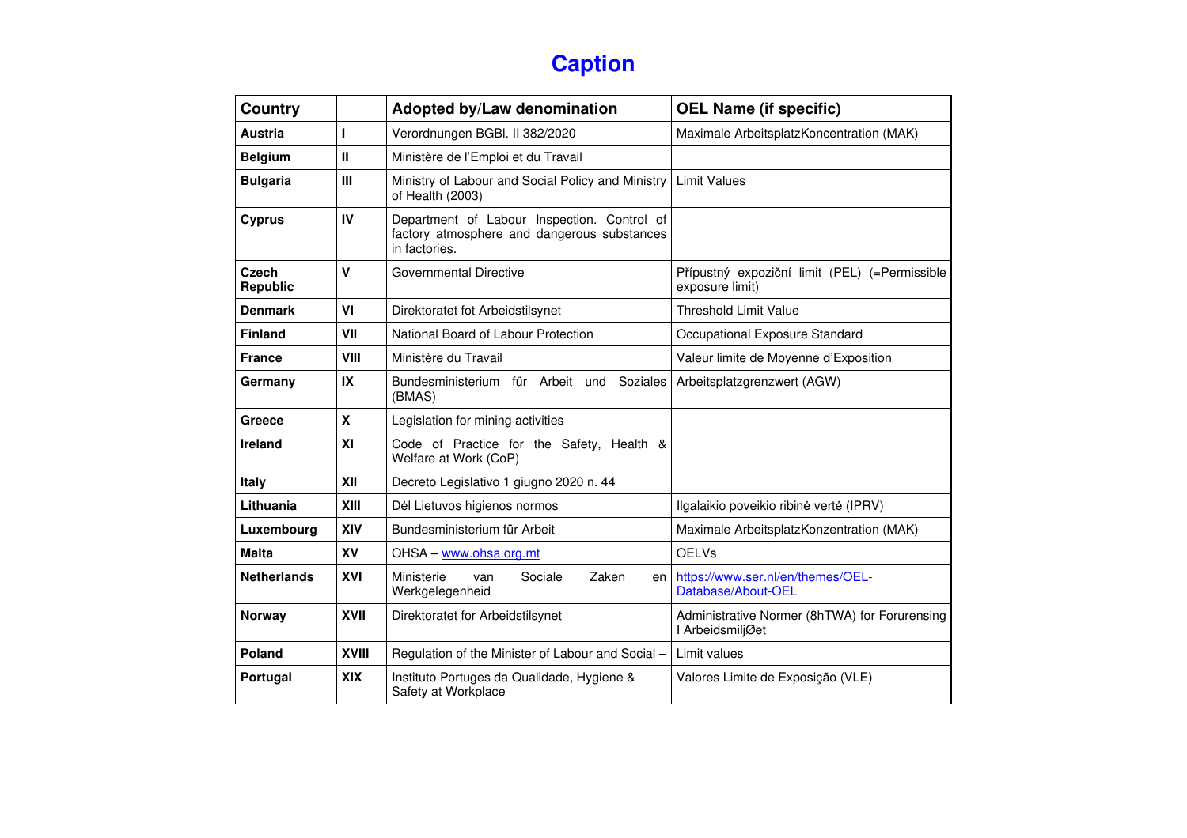# Caption

| Country | | Adopted by/Law denomination | OEL Name (if specific) |
|---|---|---|---|
| **Austria** | **I** | Verordnungen BGBl. II 382/2020 | Maximale ArbeitsplatzKoncentration (MAK) |
| **Belgium** | **II** | Ministère de l'Emploi et du Travail | |
| **Bulgaria** | **III** | Ministry of Labour and Social Policy and Ministry of Health (2003) | Limit Values |
| **Cyprus** | **IV** | Department of Labour Inspection. Control of factory atmosphere and dangerous substances in factories. | |
| **Czech Republic** | **V** | Governmental Directive | Přípustný expoziční limit (PEL) (=Permissible exposure limit) |
| **Denmark** | **VI** | Direktoratet fot Arbeidstilsynet | Threshold Limit Value |
| **Finland** | **VII** | National Board of Labour Protection | Occupational Exposure Standard |
| **France** | **VIII** | Ministère du Travail | Valeur limite de Moyenne d'Exposition |
| **Germany** | **IX** | Bundesministerium für Arbeit und Soziales (BMAS) | Arbeitsplatzgrenzwert (AGW) |
| **Greece** | **X** | Legislation for mining activities | |
| **Ireland** | **XI** | Code of Practice for the Safety, Health & Welfare at Work (CoP) | |
| **Italy** | **XII** | Decreto Legislativo 1 giugno 2020 n. 44 | |
| **Lithuania** | **XIII** | Dėl Lietuvos higienos normos | Ilgalaikio poveikio ribinė vertė (IPRV) |
| **Luxembourg** | **XIV** | Bundesministerium für Arbeit | Maximale ArbeitsplatzKonzentration (MAK) |
| **Malta** | **XV** | OHSA – www.ohsa.org.mt | OELVs |
| **Netherlands** | **XVI** | Ministerie van Sociale Zaken en Werkgelegenheid | https://www.ser.nl/en/themes/OEL-Database/About-OEL |
| **Norway** | **XVII** | Direktoratet for Arbeidstilsynet | Administrative Normer (8hTWA) for Forurensing I ArbeidsmiljØet |
| **Poland** | **XVIII** | Regulation of the Minister of Labour and Social – | Limit values |
| **Portugal** | **XIX** | Instituto Portuges da Qualidade, Hygiene & Safety at Workplace | Valores Limite de Exposição (VLE) |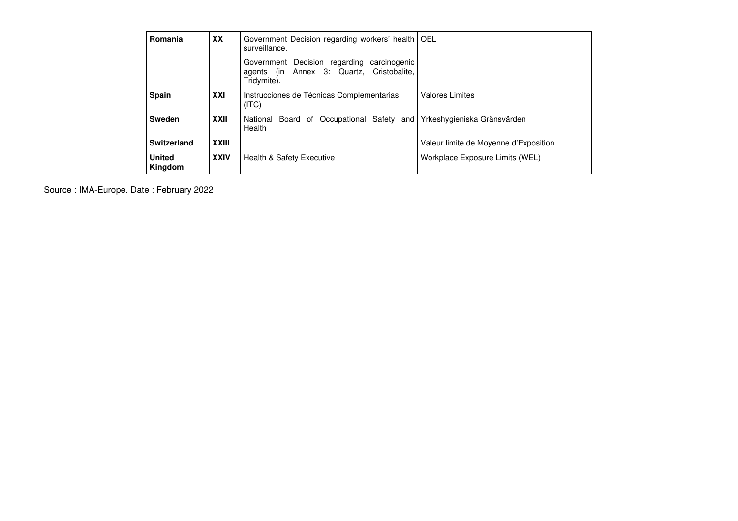| | | | |
|---|---|---|---|
| **Romania** | **XX** | Government Decision regarding workers' health surveillance.<br><br>Government Decision regarding carcinogenic agents (in Annex 3: Quartz, Cristobalite, Tridymite). | OEL |
| **Spain** | **XXI** | Instrucciones de Técnicas Complementarias (ITC) | Valores Limites |
| **Sweden** | **XXII** | National Board of Occupational Safety and Health | Yrkeshygieniska Gränsvärden |
| **Switzerland** | **XXIII** | | Valeur limite de Moyenne d'Exposition |
| **United Kingdom** | **XXIV** | Health & Safety Executive | Workplace Exposure Limits (WEL) |

Source : IMA-Europe. Date : February 2022